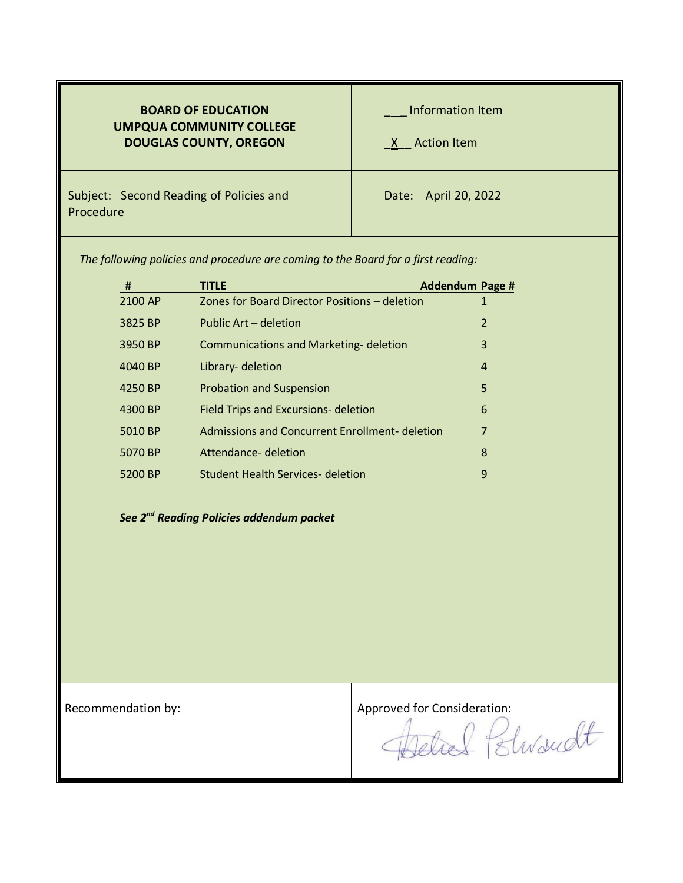**BOARD OF EDUCATION**
**UMPQUA COMMUNITY COLLEGE**
**DOUGLAS COUNTY, OREGON**

___ Information Item

_X__ Action Item

Subject: Second Reading of Policies and Procedure

Date: April 20, 2022

*The following policies and procedure are coming to the Board for a first reading:*

| # | TITLE | Addendum Page # |
|---|---|---|
| 2100 AP | Zones for Board Director Positions – deletion | 1 |
| 3825 BP | Public Art – deletion | 2 |
| 3950 BP | Communications and Marketing- deletion | 3 |
| 4040 BP | Library- deletion | 4 |
| 4250 BP | Probation and Suspension | 5 |
| 4300 BP | Field Trips and Excursions- deletion | 6 |
| 5010 BP | Admissions and Concurrent Enrollment- deletion | 7 |
| 5070 BP | Attendance- deletion | 8 |
| 5200 BP | Student Health Services- deletion | 9 |

***See 2nd Reading Policies addendum packet***

Recommendation by:

Approved for Consideration: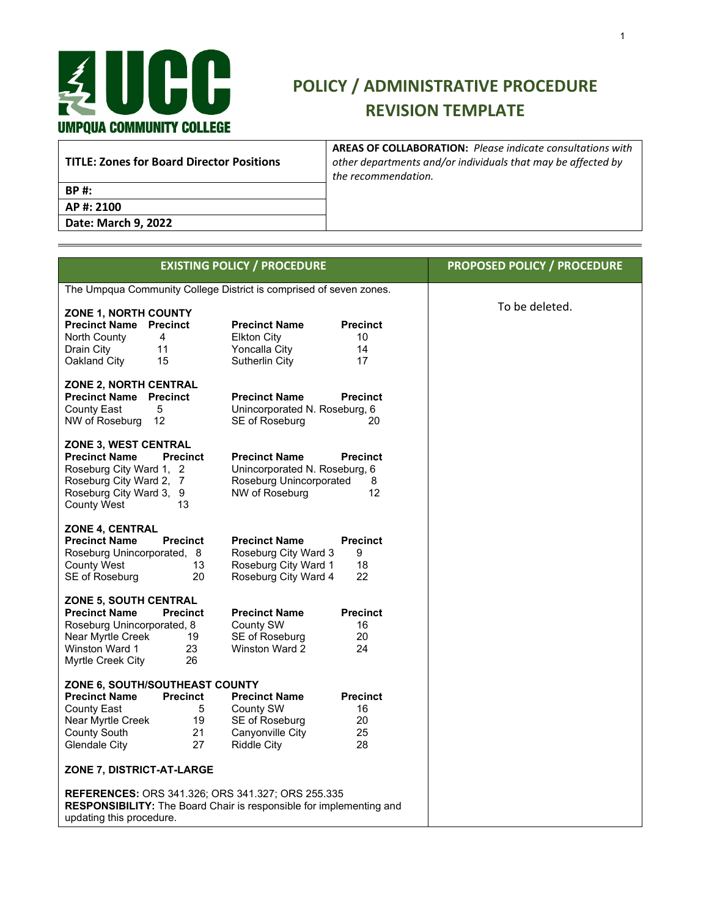# POLICY / ADMINISTRATIVE PROCEDURE REVISION TEMPLATE

| **TITLE: Zones for Board Director Positions** | **AREAS OF COLLABORATION:** *Please indicate consultations with other departments and/or individuals that may be affected by the recommendation.* |
|---|---|
| **BP #:** | |
| **AP #: 2100** | |
| **Date: March 9, 2022** | |

| EXISTING POLICY / PROCEDURE | PROPOSED POLICY / PROCEDURE |
|---|---|
| The Umpqua Community College District is comprised of seven zones. | To be deleted. |

**ZONE 1, NORTH COUNTY**

| Precinct Name | Precinct | Precinct Name | Precinct |
|---|---|---|---|
| North County | 4 | Elkton City | 10 |
| Drain City | 11 | Yoncalla City | 14 |
| Oakland City | 15 | Sutherlin City | 17 |

**ZONE 2, NORTH CENTRAL**

| Precinct Name | Precinct | Precinct Name | Precinct |
|---|---|---|---|
| County East | 5 | Unincorporated N. Roseburg, | 6 |
| NW of Roseburg | 12 | SE of Roseburg | 20 |

**ZONE 3, WEST CENTRAL**

| Precinct Name | Precinct | Precinct Name | Precinct |
|---|---|---|---|
| Roseburg City Ward 1, | 2 | Unincorporated N. Roseburg, | 6 |
| Roseburg City Ward 2, | 7 | Roseburg Unincorporated | 8 |
| Roseburg City Ward 3, | 9 | NW of Roseburg | 12 |
| County West | 13 | | |

**ZONE 4, CENTRAL**

| Precinct Name | Precinct | Precinct Name | Precinct |
|---|---|---|---|
| Roseburg Unincorporated, | 8 | Roseburg City Ward 3 | 9 |
| County West | 13 | Roseburg City Ward 1 | 18 |
| SE of Roseburg | 20 | Roseburg City Ward 4 | 22 |

**ZONE 5, SOUTH CENTRAL**

| Precinct Name | Precinct | Precinct Name | Precinct |
|---|---|---|---|
| Roseburg Unincorporated, | 8 | County SW | 16 |
| Near Myrtle Creek | 19 | SE of Roseburg | 20 |
| Winston Ward 1 | 23 | Winston Ward 2 | 24 |
| Myrtle Creek City | 26 | | |

**ZONE 6, SOUTH/SOUTHEAST COUNTY**

| Precinct Name | Precinct | Precinct Name | Precinct |
|---|---|---|---|
| County East | 5 | County SW | 16 |
| Near Myrtle Creek | 19 | SE of Roseburg | 20 |
| County South | 21 | Canyonville City | 25 |
| Glendale City | 27 | Riddle City | 28 |

**ZONE 7, DISTRICT-AT-LARGE**

**REFERENCES:** ORS 341.326; ORS 341.327; ORS 255.335
**RESPONSIBILITY:** The Board Chair is responsible for implementing and updating this procedure.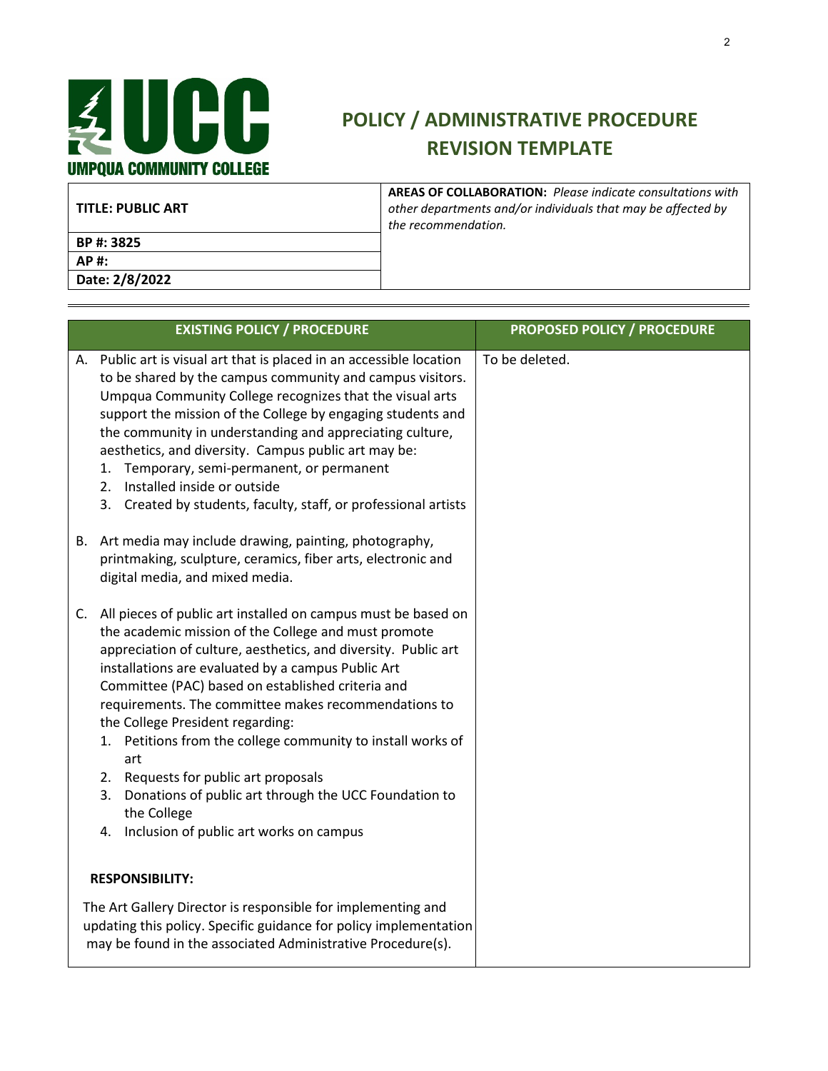# POLICY / ADMINISTRATIVE PROCEDURE REVISION TEMPLATE

UMPQUA COMMUNITY COLLEGE

| TITLE: PUBLIC ART | AREAS OF COLLABORATION: *Please indicate consultations with other departments and/or individuals that may be affected by the recommendation.* |
|---|---|
| BP #: 3825 | |
| AP #: | |
| Date: 2/8/2022 | |

| EXISTING POLICY / PROCEDURE | PROPOSED POLICY / PROCEDURE |
|---|---|
| A. Public art is visual art that is placed in an accessible location to be shared by the campus community and campus visitors. Umpqua Community College recognizes that the visual arts support the mission of the College by engaging students and the community in understanding and appreciating culture, aesthetics, and diversity. Campus public art may be:<br>1. Temporary, semi-permanent, or permanent<br>2. Installed inside or outside<br>3. Created by students, faculty, staff, or professional artists<br><br>B. Art media may include drawing, painting, photography, printmaking, sculpture, ceramics, fiber arts, electronic and digital media, and mixed media.<br><br>C. All pieces of public art installed on campus must be based on the academic mission of the College and must promote appreciation of culture, aesthetics, and diversity. Public art installations are evaluated by a campus Public Art Committee (PAC) based on established criteria and requirements. The committee makes recommendations to the College President regarding:<br>1. Petitions from the college community to install works of art<br>2. Requests for public art proposals<br>3. Donations of public art through the UCC Foundation to the College<br>4. Inclusion of public art works on campus<br><br>**RESPONSIBILITY:**<br><br>The Art Gallery Director is responsible for implementing and updating this policy. Specific guidance for policy implementation may be found in the associated Administrative Procedure(s). | To be deleted. |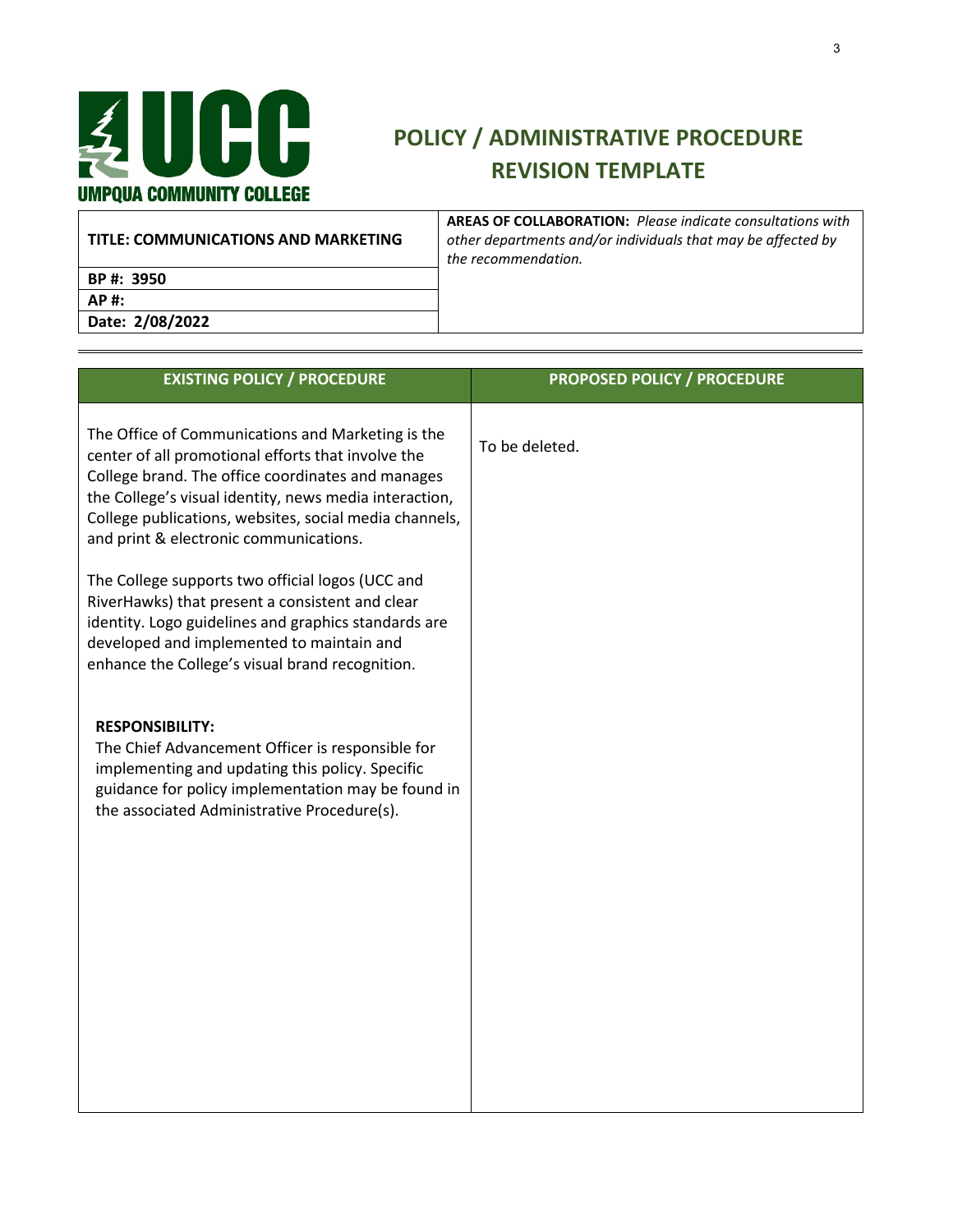# POLICY / ADMINISTRATIVE PROCEDURE REVISION TEMPLATE

UMPQUA COMMUNITY COLLEGE

| **TITLE: COMMUNICATIONS AND MARKETING** | **AREAS OF COLLABORATION:** *Please indicate consultations with other departments and/or individuals that may be affected by the recommendation.* |
|---|---|
| **BP #: 3950** | |
| **AP #:** | |
| **Date: 2/08/2022** | |

| EXISTING POLICY / PROCEDURE | PROPOSED POLICY / PROCEDURE |
|---|---|
| The Office of Communications and Marketing is the center of all promotional efforts that involve the College brand. The office coordinates and manages the College's visual identity, news media interaction, College publications, websites, social media channels, and print & electronic communications.<br><br>The College supports two official logos (UCC and RiverHawks) that present a consistent and clear identity. Logo guidelines and graphics standards are developed and implemented to maintain and enhance the College's visual brand recognition.<br><br>**RESPONSIBILITY:**<br>The Chief Advancement Officer is responsible for implementing and updating this policy. Specific guidance for policy implementation may be found in the associated Administrative Procedure(s). | To be deleted. |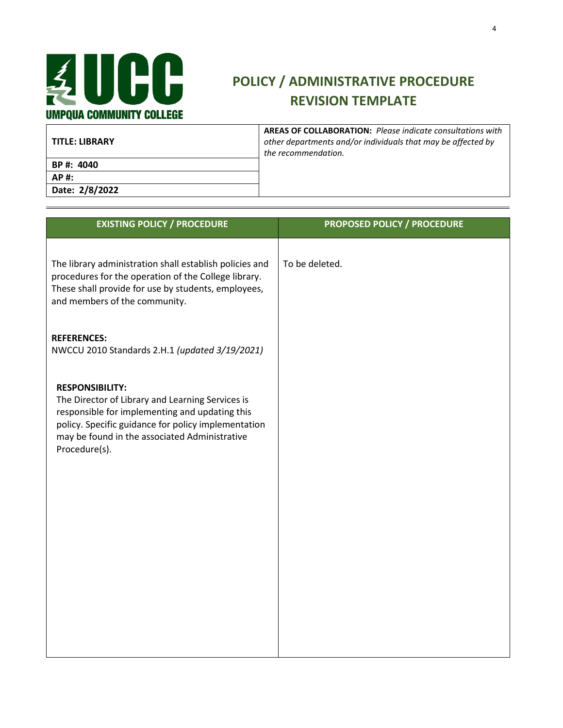# POLICY / ADMINISTRATIVE PROCEDURE REVISION TEMPLATE

| **TITLE: LIBRARY** | **AREAS OF COLLABORATION:** *Please indicate consultations with other departments and/or individuals that may be affected by the recommendation.* |
|---|---|
| **BP #: 4040** | |
| **AP #:** | |
| **Date: 2/8/2022** | |

| EXISTING POLICY / PROCEDURE | PROPOSED POLICY / PROCEDURE |
|---|---|
| The library administration shall establish policies and procedures for the operation of the College library. These shall provide for use by students, employees, and members of the community.<br><br>**REFERENCES:**<br>NWCCU 2010 Standards 2.H.1 *(updated 3/19/2021)*<br><br>**RESPONSIBILITY:**<br>The Director of Library and Learning Services is responsible for implementing and updating this policy. Specific guidance for policy implementation may be found in the associated Administrative Procedure(s). | To be deleted. |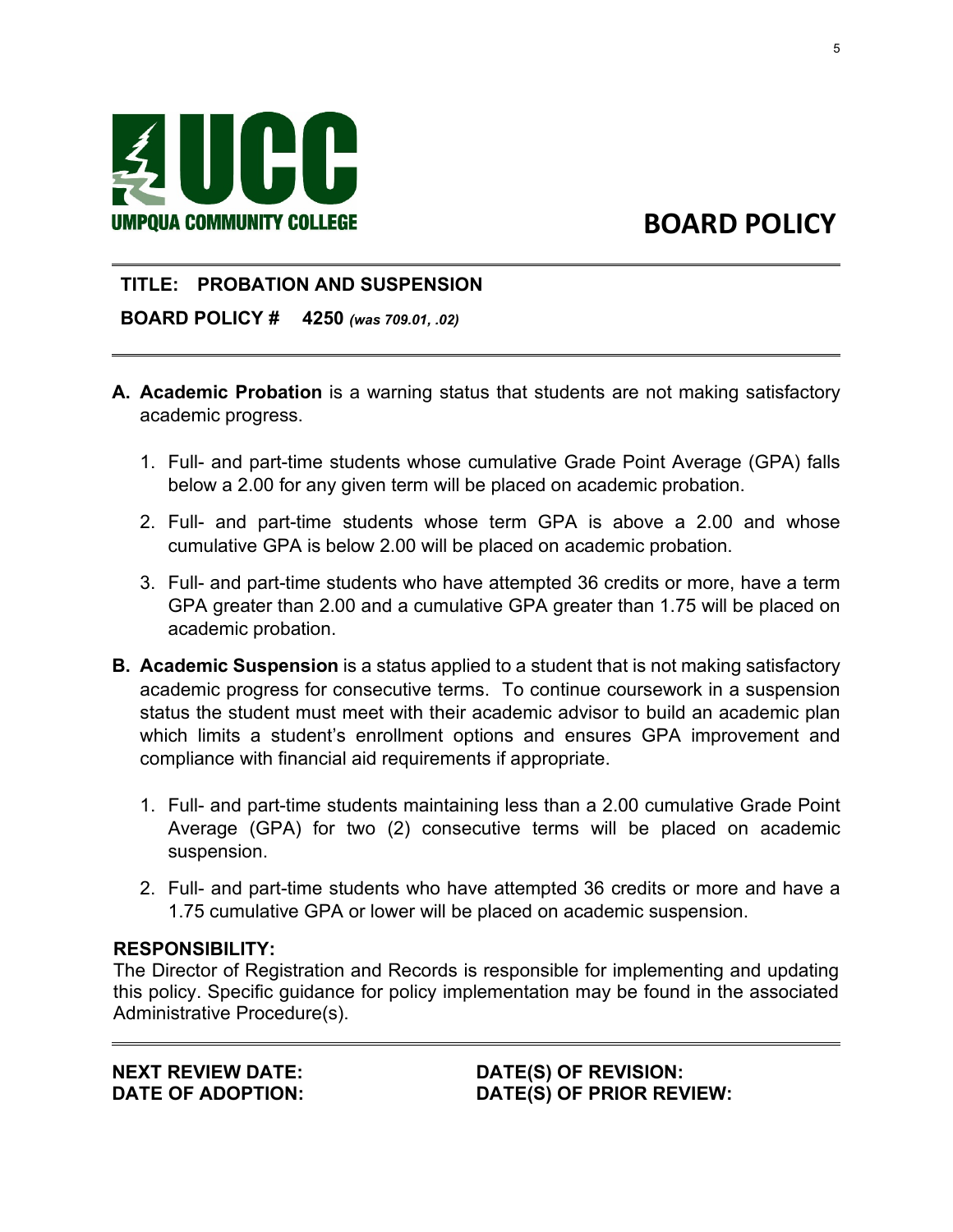UMPQUA COMMUNITY COLLEGE

# BOARD POLICY

**TITLE: PROBATION AND SUSPENSION**

**BOARD POLICY # 4250** ***(was 709.01, .02)***

**A. Academic Probation** is a warning status that students are not making satisfactory academic progress.

1. Full- and part-time students whose cumulative Grade Point Average (GPA) falls below a 2.00 for any given term will be placed on academic probation.
2. Full- and part-time students whose term GPA is above a 2.00 and whose cumulative GPA is below 2.00 will be placed on academic probation.
3. Full- and part-time students who have attempted 36 credits or more, have a term GPA greater than 2.00 and a cumulative GPA greater than 1.75 will be placed on academic probation.

**B. Academic Suspension** is a status applied to a student that is not making satisfactory academic progress for consecutive terms. To continue coursework in a suspension status the student must meet with their academic advisor to build an academic plan which limits a student's enrollment options and ensures GPA improvement and compliance with financial aid requirements if appropriate.

1. Full- and part-time students maintaining less than a 2.00 cumulative Grade Point Average (GPA) for two (2) consecutive terms will be placed on academic suspension.
2. Full- and part-time students who have attempted 36 credits or more and have a 1.75 cumulative GPA or lower will be placed on academic suspension.

**RESPONSIBILITY:**
The Director of Registration and Records is responsible for implementing and updating this policy. Specific guidance for policy implementation may be found in the associated Administrative Procedure(s).

**NEXT REVIEW DATE:**
**DATE OF ADOPTION:**
**DATE(S) OF REVISION:**
**DATE(S) OF PRIOR REVIEW:**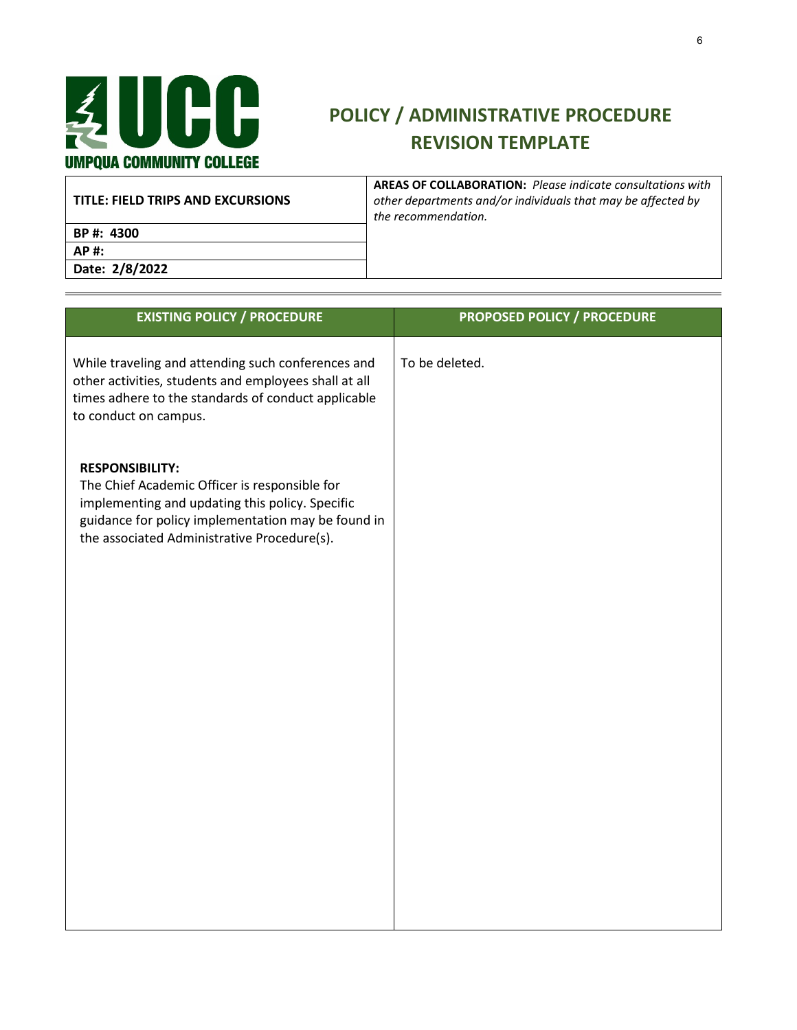# POLICY / ADMINISTRATIVE PROCEDURE REVISION TEMPLATE

| TITLE: FIELD TRIPS AND EXCURSIONS | **AREAS OF COLLABORATION:** *Please indicate consultations with other departments and/or individuals that may be affected by the recommendation.* |
| --- | --- |
| **BP #: 4300** | |
| **AP #:** | |
| **Date: 2/8/2022** | |

| EXISTING POLICY / PROCEDURE | PROPOSED POLICY / PROCEDURE |
| --- | --- |
| While traveling and attending such conferences and other activities, students and employees shall at all times adhere to the standards of conduct applicable to conduct on campus.<br><br>**RESPONSIBILITY:**<br>The Chief Academic Officer is responsible for implementing and updating this policy. Specific guidance for policy implementation may be found in the associated Administrative Procedure(s). | To be deleted. |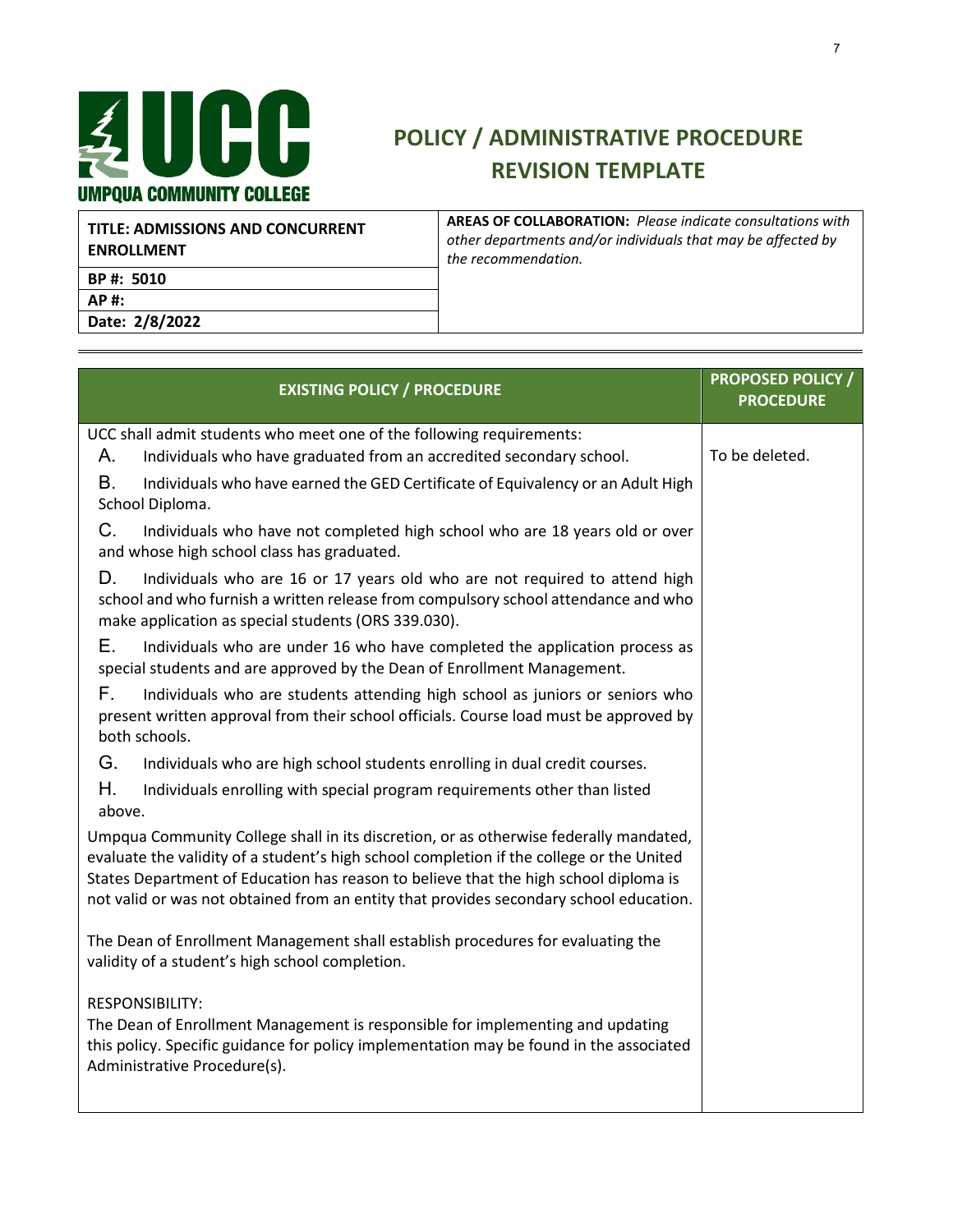# POLICY / ADMINISTRATIVE PROCEDURE REVISION TEMPLATE

| **TITLE: ADMISSIONS AND CONCURRENT ENROLLMENT** | **AREAS OF COLLABORATION:** *Please indicate consultations with other departments and/or individuals that may be affected by the recommendation.* |
|---|---|
| **BP #: 5010** | |
| **AP #:** | |
| **Date: 2/8/2022** | |

| EXISTING POLICY / PROCEDURE | PROPOSED POLICY / PROCEDURE |
|---|---|
| UCC shall admit students who meet one of the following requirements:<br>A. Individuals who have graduated from an accredited secondary school.<br>B. Individuals who have earned the GED Certificate of Equivalency or an Adult High School Diploma.<br>C. Individuals who have not completed high school who are 18 years old or over and whose high school class has graduated.<br>D. Individuals who are 16 or 17 years old who are not required to attend high school and who furnish a written release from compulsory school attendance and who make application as special students (ORS 339.030).<br>E. Individuals who are under 16 who have completed the application process as special students and are approved by the Dean of Enrollment Management.<br>F. Individuals who are students attending high school as juniors or seniors who present written approval from their school officials. Course load must be approved by both schools.<br>G. Individuals who are high school students enrolling in dual credit courses.<br>H. Individuals enrolling with special program requirements other than listed above.<br><br>Umpqua Community College shall in its discretion, or as otherwise federally mandated, evaluate the validity of a student's high school completion if the college or the United States Department of Education has reason to believe that the high school diploma is not valid or was not obtained from an entity that provides secondary school education.<br><br>The Dean of Enrollment Management shall establish procedures for evaluating the validity of a student's high school completion.<br><br>RESPONSIBILITY:<br>The Dean of Enrollment Management is responsible for implementing and updating this policy. Specific guidance for policy implementation may be found in the associated Administrative Procedure(s). | To be deleted. |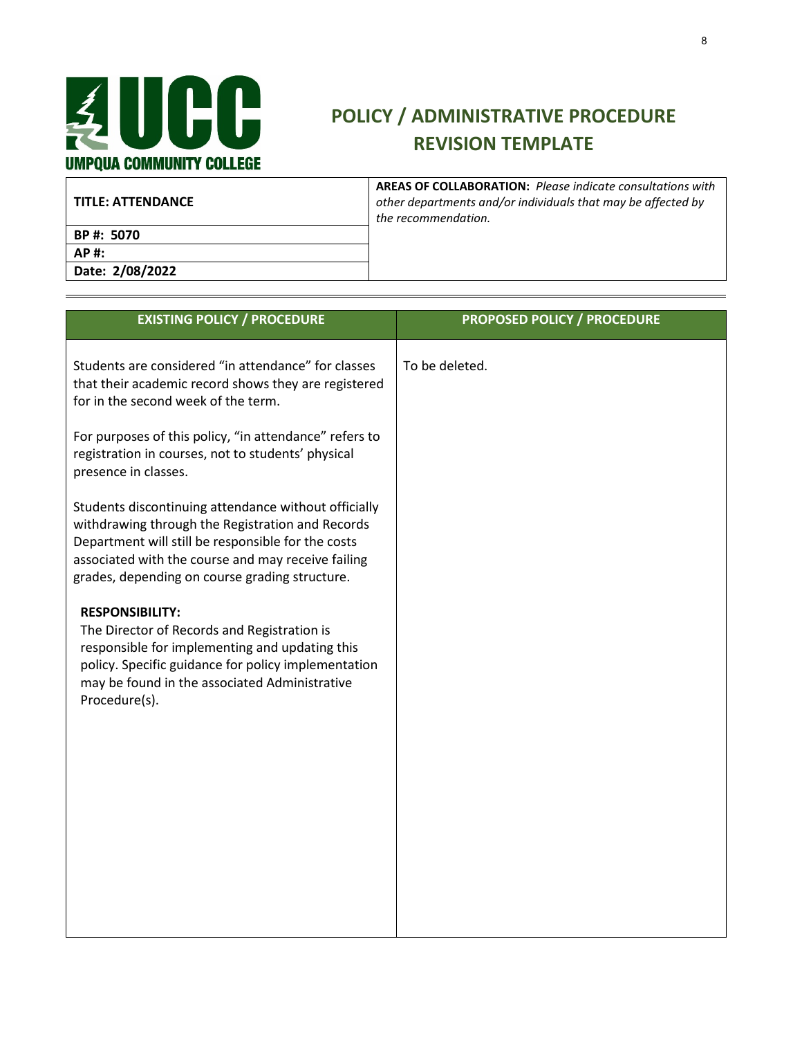**UMPQUA COMMUNITY COLLEGE**

# POLICY / ADMINISTRATIVE PROCEDURE REVISION TEMPLATE

| **TITLE: ATTENDANCE** | **AREAS OF COLLABORATION:** *Please indicate consultations with other departments and/or individuals that may be affected by the recommendation.* |
|---|---|
| **BP #: 5070** | |
| **AP #:** | |
| **Date: 2/08/2022** | |

| EXISTING POLICY / PROCEDURE | PROPOSED POLICY / PROCEDURE |
|---|---|
| Students are considered "in attendance" for classes that their academic record shows they are registered for in the second week of the term.<br><br>For purposes of this policy, "in attendance" refers to registration in courses, not to students' physical presence in classes.<br><br>Students discontinuing attendance without officially withdrawing through the Registration and Records Department will still be responsible for the costs associated with the course and may receive failing grades, depending on course grading structure.<br><br>**RESPONSIBILITY:**<br>The Director of Records and Registration is responsible for implementing and updating this policy. Specific guidance for policy implementation may be found in the associated Administrative Procedure(s). | To be deleted. |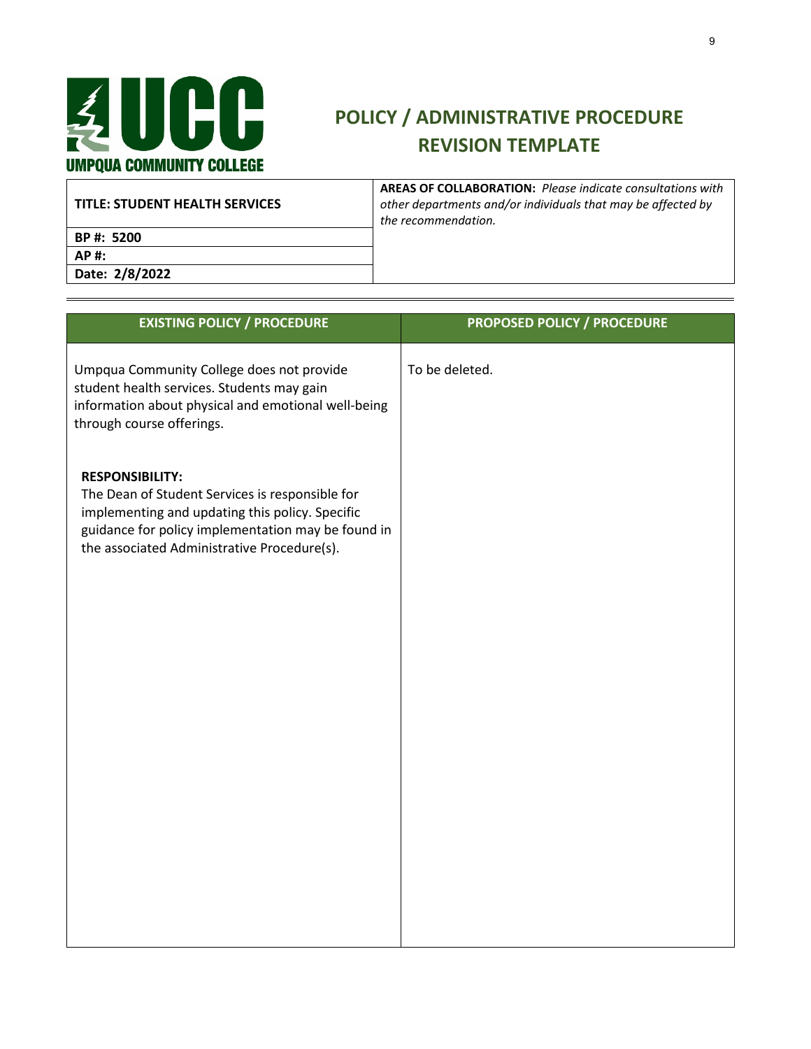UMPQUA COMMUNITY COLLEGE

# POLICY / ADMINISTRATIVE PROCEDURE REVISION TEMPLATE

| | |
|---|---|
| **TITLE: STUDENT HEALTH SERVICES** | **AREAS OF COLLABORATION:** *Please indicate consultations with other departments and/or individuals that may be affected by the recommendation.* |
| **BP #: 5200** | |
| **AP #:** | |
| **Date: 2/8/2022** | |

| EXISTING POLICY / PROCEDURE | PROPOSED POLICY / PROCEDURE |
|---|---|
| Umpqua Community College does not provide student health services. Students may gain information about physical and emotional well-being through course offerings.<br><br>**RESPONSIBILITY:**<br>The Dean of Student Services is responsible for implementing and updating this policy. Specific guidance for policy implementation may be found in the associated Administrative Procedure(s). | To be deleted. |